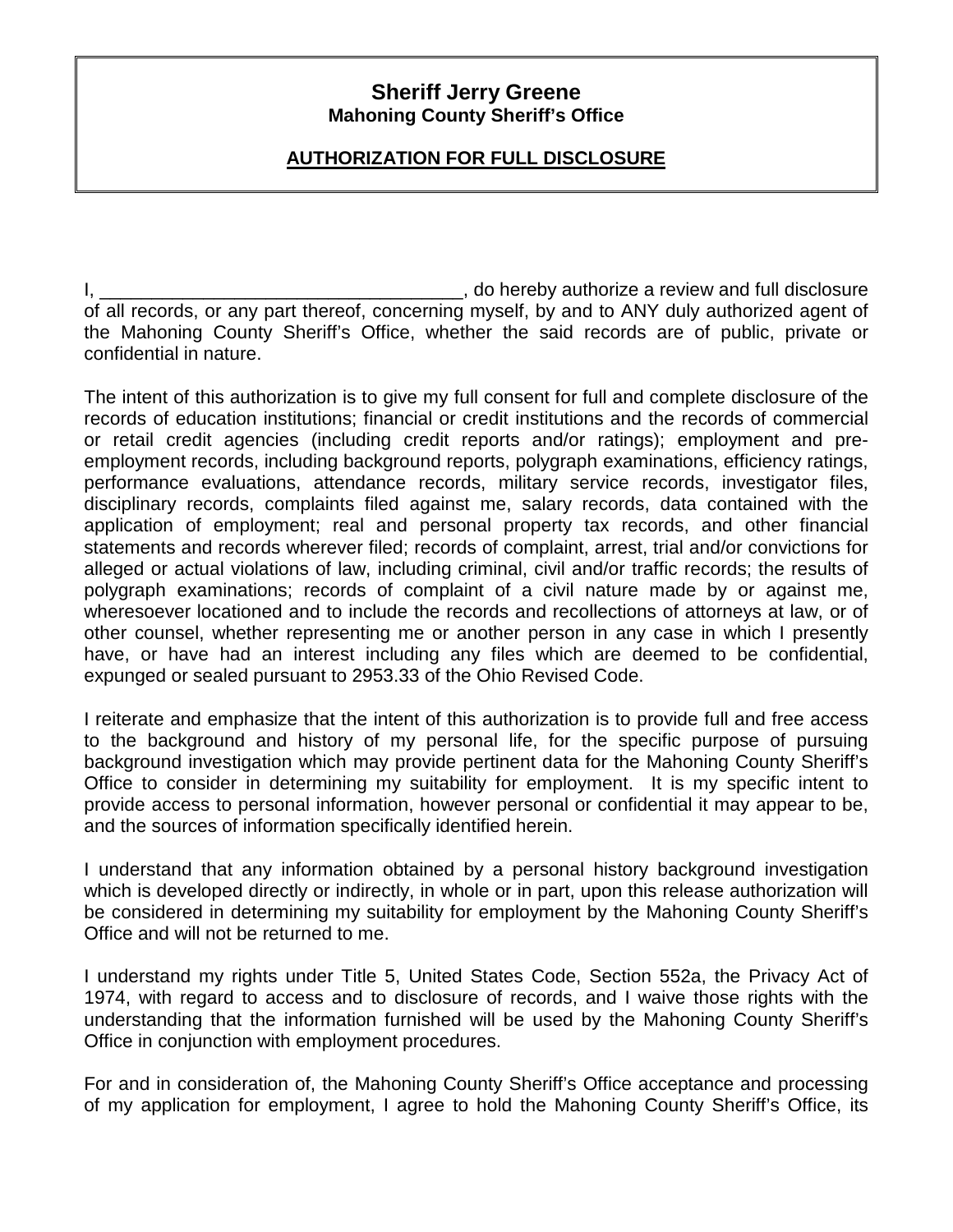# Sheriff Jerry Greene

**Mahoning County Sheriff's Office**

**AUTHORIZATION FOR FULL DISCLOSURE**

I, ___________________________________, do hereby authorize a review and full disclosure of all records, or any part thereof, concerning myself, by and to ANY duly authorized agent of the Mahoning County Sheriff's Office, whether the said records are of public, private or confidential in nature.

The intent of this authorization is to give my full consent for full and complete disclosure of the records of education institutions; financial or credit institutions and the records of commercial or retail credit agencies (including credit reports and/or ratings); employment and pre-employment records, including background reports, polygraph examinations, efficiency ratings, performance evaluations, attendance records, military service records, investigator files, disciplinary records, complaints filed against me, salary records, data contained with the application of employment; real and personal property tax records, and other financial statements and records wherever filed; records of complaint, arrest, trial and/or convictions for alleged or actual violations of law, including criminal, civil and/or traffic records; the results of polygraph examinations; records of complaint of a civil nature made by or against me, wheresoever locationed and to include the records and recollections of attorneys at law, or of other counsel, whether representing me or another person in any case in which I presently have, or have had an interest including any files which are deemed to be confidential, expunged or sealed pursuant to 2953.33 of the Ohio Revised Code.

I reiterate and emphasize that the intent of this authorization is to provide full and free access to the background and history of my personal life, for the specific purpose of pursuing background investigation which may provide pertinent data for the Mahoning County Sheriff's Office to consider in determining my suitability for employment. It is my specific intent to provide access to personal information, however personal or confidential it may appear to be, and the sources of information specifically identified herein.

I understand that any information obtained by a personal history background investigation which is developed directly or indirectly, in whole or in part, upon this release authorization will be considered in determining my suitability for employment by the Mahoning County Sheriff's Office and will not be returned to me.

I understand my rights under Title 5, United States Code, Section 552a, the Privacy Act of 1974, with regard to access and to disclosure of records, and I waive those rights with the understanding that the information furnished will be used by the Mahoning County Sheriff's Office in conjunction with employment procedures.

For and in consideration of, the Mahoning County Sheriff's Office acceptance and processing of my application for employment, I agree to hold the Mahoning County Sheriff's Office, its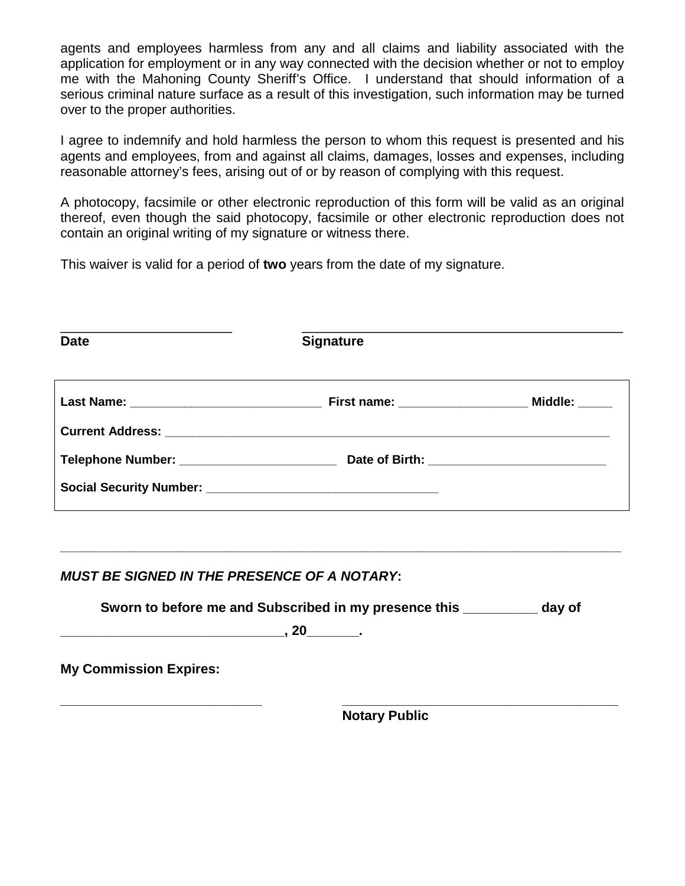agents and employees harmless from any and all claims and liability associated with the application for employment or in any way connected with the decision whether or not to employ me with the Mahoning County Sheriff's Office. I understand that should information of a serious criminal nature surface as a result of this investigation, such information may be turned over to the proper authorities.

I agree to indemnify and hold harmless the person to whom this request is presented and his agents and employees, from and against all claims, damages, losses and expenses, including reasonable attorney's fees, arising out of or by reason of complying with this request.

A photocopy, facsimile or other electronic reproduction of this form will be valid as an original thereof, even though the said photocopy, facsimile or other electronic reproduction does not contain an original writing of my signature or witness there.

This waiver is valid for a period of **two** years from the date of my signature.

_______________________ ____________________________________________

**Date** **Signature**

**Last Name:** ____________________________ **First name:** __________________ **Middle:** _____

**Current Address:** __________________________________________________________________

**Telephone Number:** ______________________ **Date of Birth:** _________________________

**Social Security Number:** _________________________________

---

***MUST BE SIGNED IN THE PRESENCE OF A NOTARY*:**

**Sworn to before me and Subscribed in my presence this __________ day of ______________________________, 20_______.**

**My Commission Expires:**

____________________________ ______________________________________

**Notary Public**